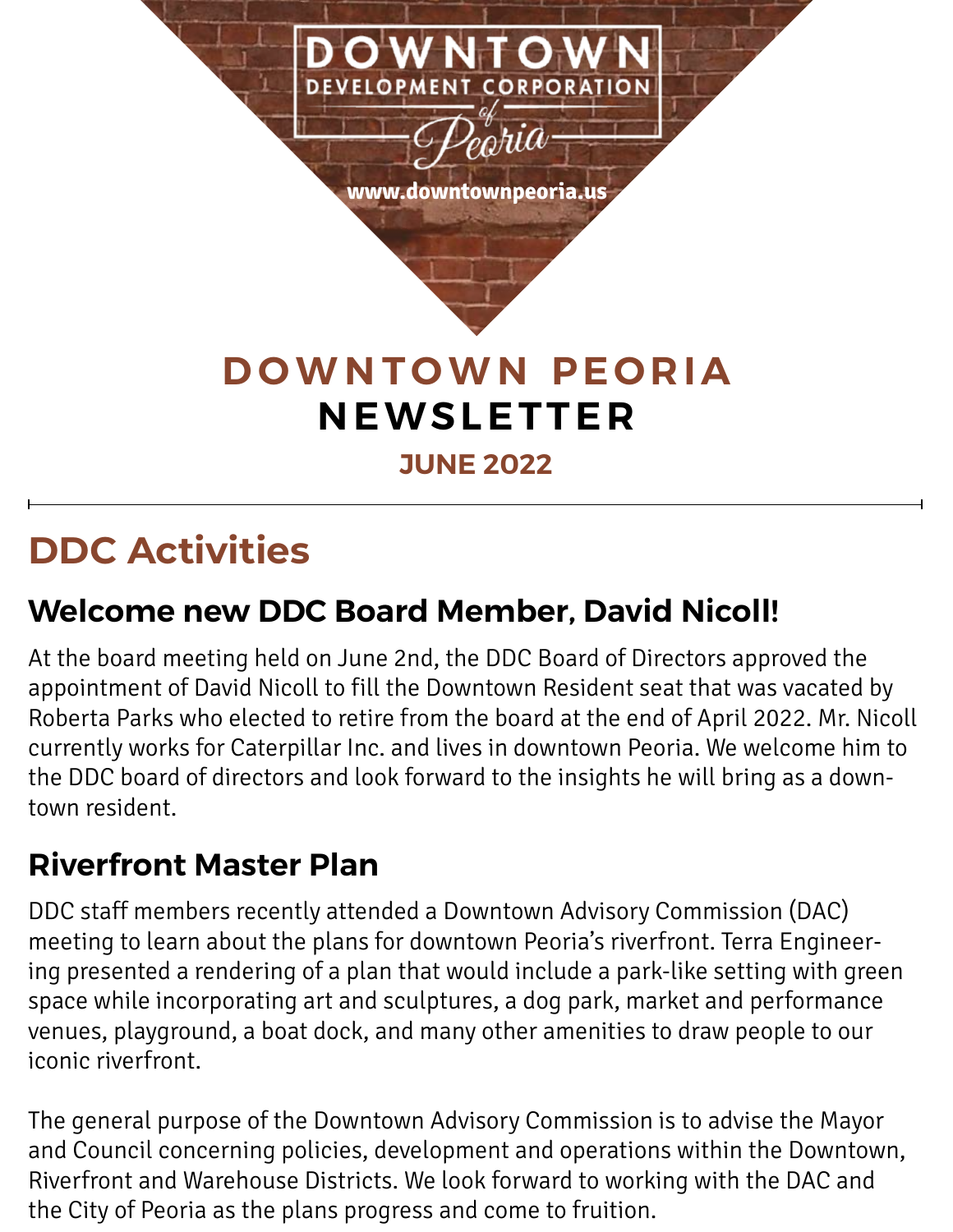DOWNTOWN DEVELOPMENT CORPORATION *of* Peoria

www.downtownpeoria.us

# DOWNTOWN PEORIA NEWSLETTER

**JUNE 2022**

---

## DDC Activities

### Welcome new DDC Board Member, David Nicoll!

At the board meeting held on June 2nd, the DDC Board of Directors approved the appointment of David Nicoll to fill the Downtown Resident seat that was vacated by Roberta Parks who elected to retire from the board at the end of April 2022. Mr. Nicoll currently works for Caterpillar Inc. and lives in downtown Peoria. We welcome him to the DDC board of directors and look forward to the insights he will bring as a downtown resident.

### Riverfront Master Plan

DDC staff members recently attended a Downtown Advisory Commission (DAC) meeting to learn about the plans for downtown Peoria's riverfront. Terra Engineering presented a rendering of a plan that would include a park-like setting with green space while incorporating art and sculptures, a dog park, market and performance venues, playground, a boat dock, and many other amenities to draw people to our iconic riverfront.

The general purpose of the Downtown Advisory Commission is to advise the Mayor and Council concerning policies, development and operations within the Downtown, Riverfront and Warehouse Districts. We look forward to working with the DAC and the City of Peoria as the plans progress and come to fruition.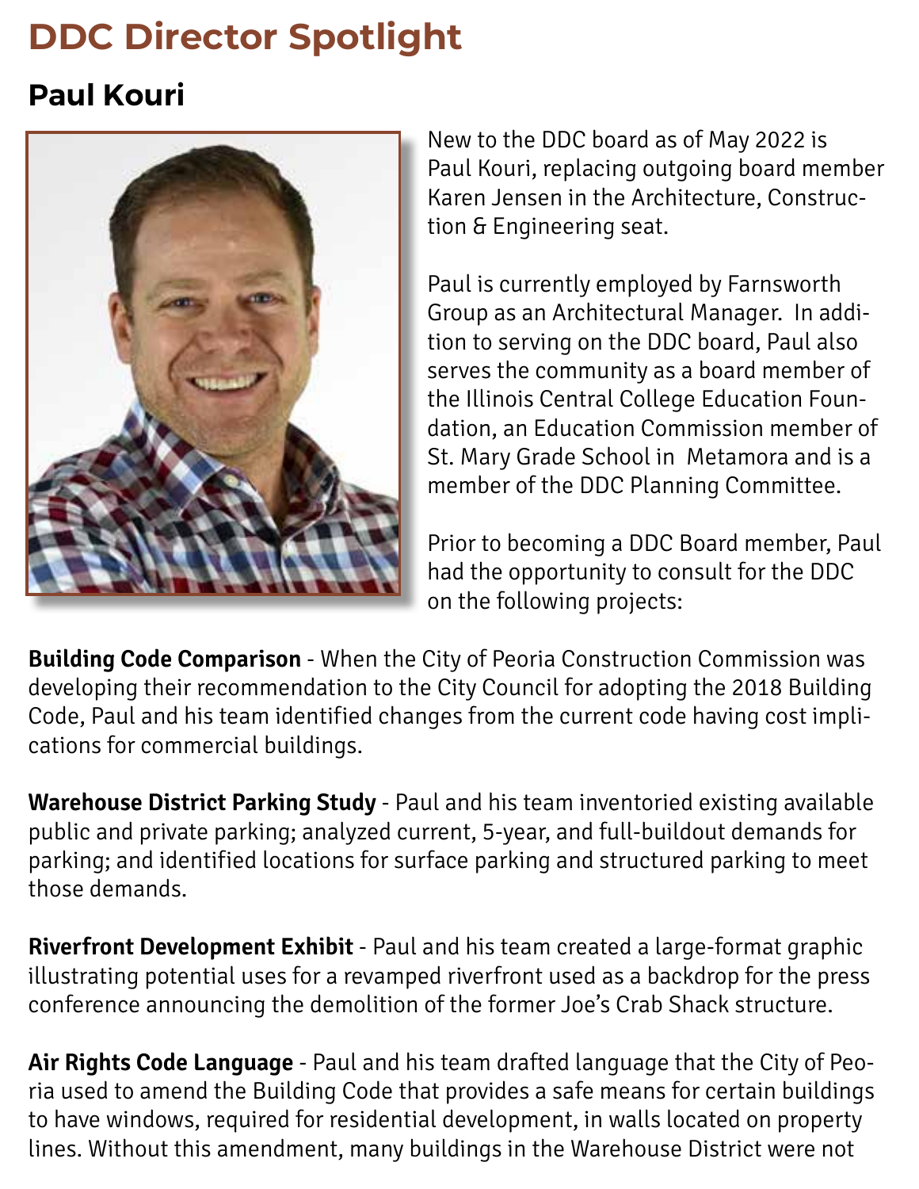# DDC Director Spotlight

## Paul Kouri

New to the DDC board as of May 2022 is Paul Kouri, replacing outgoing board member Karen Jensen in the Architecture, Construction & Engineering seat.

Paul is currently employed by Farnsworth Group as an Architectural Manager. In addition to serving on the DDC board, Paul also serves the community as a board member of the Illinois Central College Education Foundation, an Education Commission member of St. Mary Grade School in Metamora and is a member of the DDC Planning Committee.

Prior to becoming a DDC Board member, Paul had the opportunity to consult for the DDC on the following projects:

**Building Code Comparison** - When the City of Peoria Construction Commission was developing their recommendation to the City Council for adopting the 2018 Building Code, Paul and his team identified changes from the current code having cost implications for commercial buildings.

**Warehouse District Parking Study** - Paul and his team inventoried existing available public and private parking; analyzed current, 5-year, and full-buildout demands for parking; and identified locations for surface parking and structured parking to meet those demands.

**Riverfront Development Exhibit** - Paul and his team created a large-format graphic illustrating potential uses for a revamped riverfront used as a backdrop for the press conference announcing the demolition of the former Joe's Crab Shack structure.

**Air Rights Code Language** - Paul and his team drafted language that the City of Peoria used to amend the Building Code that provides a safe means for certain buildings to have windows, required for residential development, in walls located on property lines. Without this amendment, many buildings in the Warehouse District were not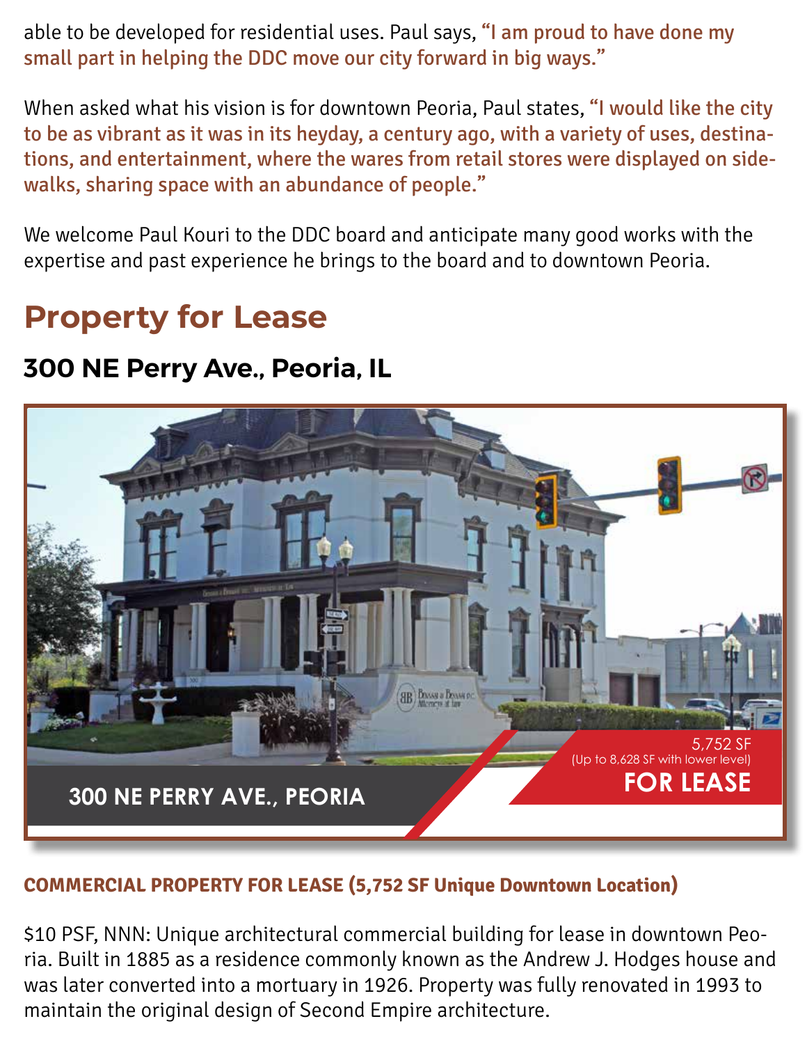able to be developed for residential uses. Paul says, "I am proud to have done my small part in helping the DDC move our city forward in big ways."

When asked what his vision is for downtown Peoria, Paul states, "I would like the city to be as vibrant as it was in its heyday, a century ago, with a variety of uses, destinations, and entertainment, where the wares from retail stores were displayed on sidewalks, sharing space with an abundance of people."

We welcome Paul Kouri to the DDC board and anticipate many good works with the expertise and past experience he brings to the board and to downtown Peoria.

## Property for Lease

### 300 NE Perry Ave., Peoria, IL

300 NE PERRY AVE., PEORIA

5,752 SF
(Up to 8,628 SF with lower level)
**FOR LEASE**

**COMMERCIAL PROPERTY FOR LEASE (5,752 SF Unique Downtown Location)**

$10 PSF, NNN: Unique architectural commercial building for lease in downtown Peoria. Built in 1885 as a residence commonly known as the Andrew J. Hodges house and was later converted into a mortuary in 1926. Property was fully renovated in 1993 to maintain the original design of Second Empire architecture.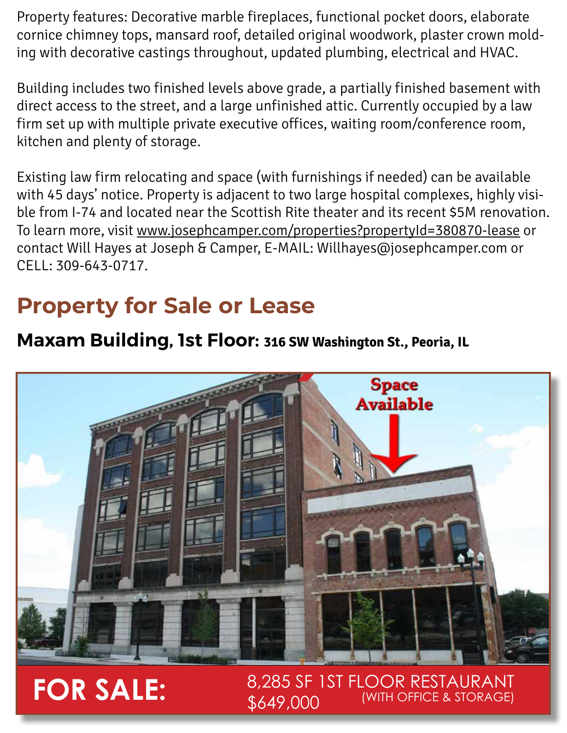Property features: Decorative marble fireplaces, functional pocket doors, elaborate cornice chimney tops, mansard roof, detailed original woodwork, plaster crown molding with decorative castings throughout, updated plumbing, electrical and HVAC.

Building includes two finished levels above grade, a partially finished basement with direct access to the street, and a large unfinished attic. Currently occupied by a law firm set up with multiple private executive offices, waiting room/conference room, kitchen and plenty of storage.

Existing law firm relocating and space (with furnishings if needed) can be available with 45 days' notice. Property is adjacent to two large hospital complexes, highly visible from I-74 and located near the Scottish Rite theater and its recent $5M renovation. To learn more, visit www.josephcamper.com/properties?propertyId=380870-lease or contact Will Hayes at Joseph & Camper, E-MAIL: Willhayes@josephcamper.com or CELL: 309-643-0717.

## Property for Sale or Lease

### Maxam Building, 1st Floor: 316 SW Washington St., Peoria, IL

Space Available

**FOR SALE:** 8,285 SF 1ST FLOOR RESTAURANT (WITH OFFICE & STORAGE) $649,000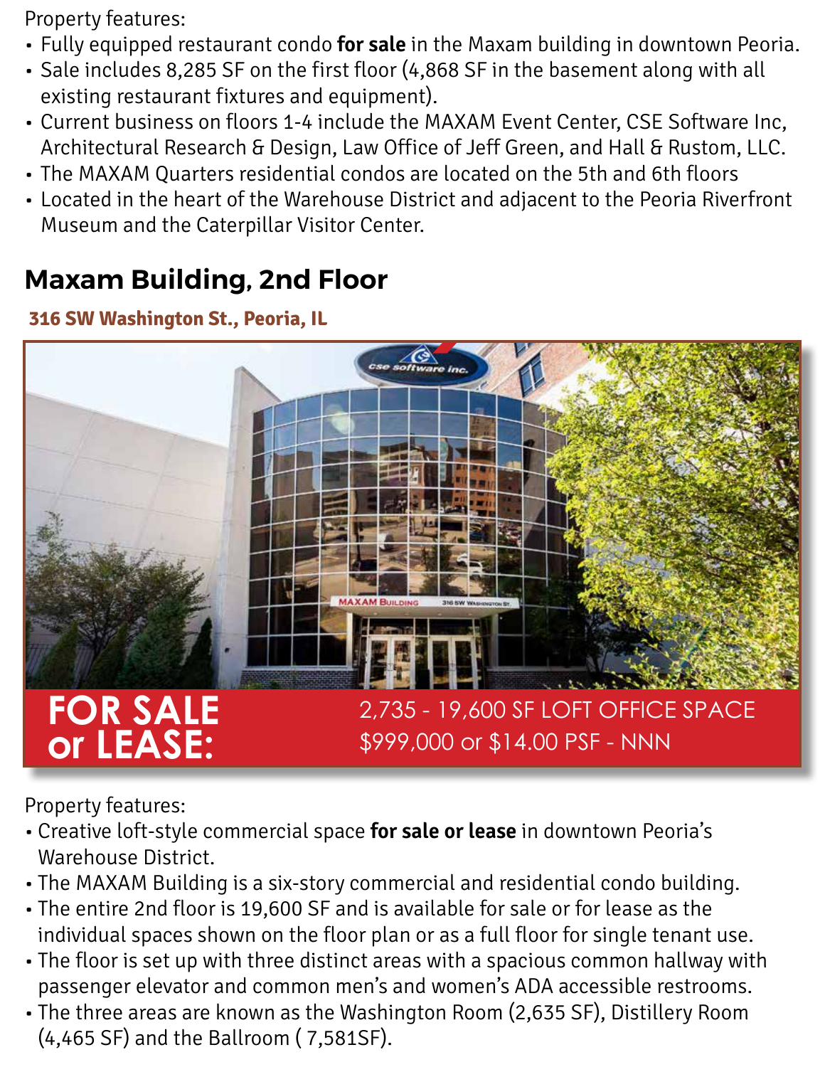Property features:

- Fully equipped restaurant condo **for sale** in the Maxam building in downtown Peoria.
- Sale includes 8,285 SF on the first floor (4,868 SF in the basement along with all existing restaurant fixtures and equipment).
- Current business on floors 1-4 include the MAXAM Event Center, CSE Software Inc, Architectural Research & Design, Law Office of Jeff Green, and Hall & Rustom, LLC.
- The MAXAM Quarters residential condos are located on the 5th and 6th floors
- Located in the heart of the Warehouse District and adjacent to the Peoria Riverfront Museum and the Caterpillar Visitor Center.

## Maxam Building, 2nd Floor

**316 SW Washington St., Peoria, IL**

**FOR SALE or LEASE:**

2,735 - 19,600 SF LOFT OFFICE SPACE
$999,000 or $14.00 PSF - NNN

Property features:

- Creative loft-style commercial space **for sale or lease** in downtown Peoria's Warehouse District.
- The MAXAM Building is a six-story commercial and residential condo building.
- The entire 2nd floor is 19,600 SF and is available for sale or for lease as the individual spaces shown on the floor plan or as a full floor for single tenant use.
- The floor is set up with three distinct areas with a spacious common hallway with passenger elevator and common men's and women's ADA accessible restrooms.
- The three areas are known as the Washington Room (2,635 SF), Distillery Room (4,465 SF) and the Ballroom ( 7,581SF).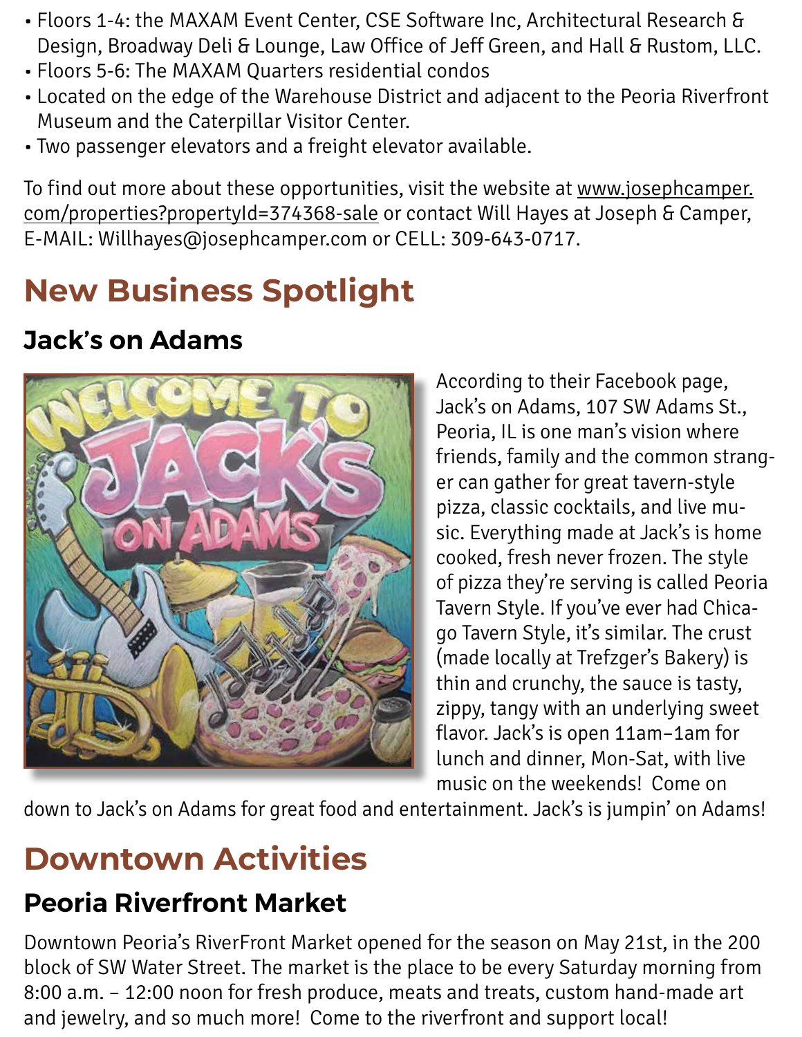- Floors 1-4: the MAXAM Event Center, CSE Software Inc, Architectural Research & Design, Broadway Deli & Lounge, Law Office of Jeff Green, and Hall & Rustom, LLC.
- Floors 5-6: The MAXAM Quarters residential condos
- Located on the edge of the Warehouse District and adjacent to the Peoria Riverfront Museum and the Caterpillar Visitor Center.
- Two passenger elevators and a freight elevator available.

To find out more about these opportunities, visit the website at www.josephcamper.com/properties?propertyId=374368-sale or contact Will Hayes at Joseph & Camper, E-MAIL: Willhayes@josephcamper.com or CELL: 309-643-0717.

## New Business Spotlight

### Jack's on Adams

According to their Facebook page, Jack's on Adams, 107 SW Adams St., Peoria, IL is one man's vision where friends, family and the common stranger can gather for great tavern-style pizza, classic cocktails, and live music. Everything made at Jack's is home cooked, fresh never frozen. The style of pizza they're serving is called Peoria Tavern Style. If you've ever had Chicago Tavern Style, it's similar. The crust (made locally at Trefzger's Bakery) is thin and crunchy, the sauce is tasty, zippy, tangy with an underlying sweet flavor. Jack's is open 11am–1am for lunch and dinner, Mon-Sat, with live music on the weekends! Come on down to Jack's on Adams for great food and entertainment. Jack's is jumpin' on Adams!

## Downtown Activities

### Peoria Riverfront Market

Downtown Peoria's RiverFront Market opened for the season on May 21st, in the 200 block of SW Water Street. The market is the place to be every Saturday morning from 8:00 a.m. – 12:00 noon for fresh produce, meats and treats, custom hand-made art and jewelry, and so much more! Come to the riverfront and support local!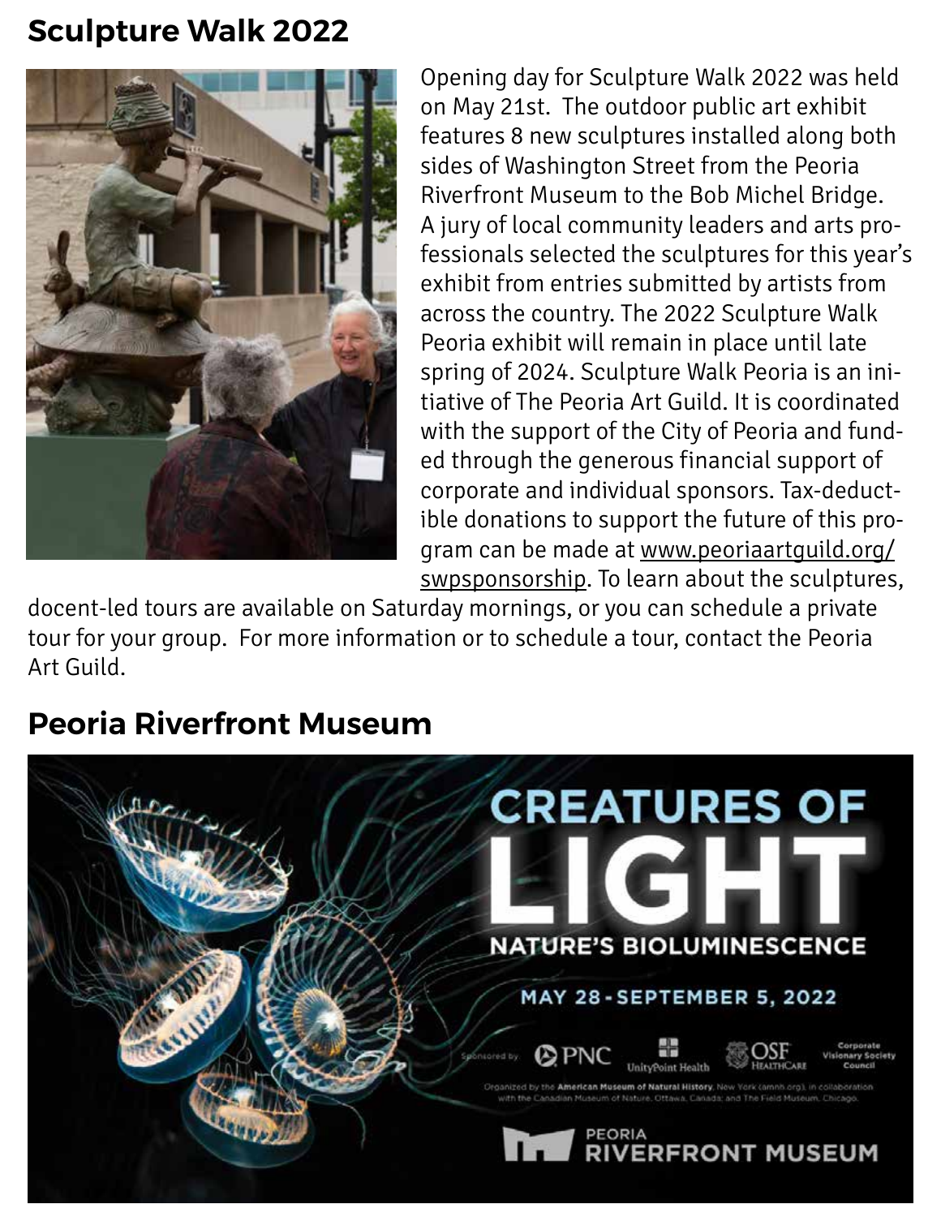## Sculpture Walk 2022

Opening day for Sculpture Walk 2022 was held on May 21st. The outdoor public art exhibit features 8 new sculptures installed along both sides of Washington Street from the Peoria Riverfront Museum to the Bob Michel Bridge. A jury of local community leaders and arts professionals selected the sculptures for this year's exhibit from entries submitted by artists from across the country. The 2022 Sculpture Walk Peoria exhibit will remain in place until late spring of 2024. Sculpture Walk Peoria is an initiative of The Peoria Art Guild. It is coordinated with the support of the City of Peoria and funded through the generous financial support of corporate and individual sponsors. Tax-deductible donations to support the future of this program can be made at www.peoriaartguild.org/swpsponsorship. To learn about the sculptures, docent-led tours are available on Saturday mornings, or you can schedule a private tour for your group. For more information or to schedule a tour, contact the Peoria Art Guild.

## Peoria Riverfront Museum

CREATURES OF LIGHT

NATURE'S BIOLUMINESCENCE

MAY 28 - SEPTEMBER 5, 2022

Sponsored by PNC, UnityPoint Health, OSF HealthCare, Corporate Visionary Society Council

Organized by the American Museum of Natural History, New York (amnh.org), in collaboration with the Canadian Museum of Nature, Ottawa, Canada; and The Field Museum, Chicago.

PEORIA RIVERFRONT MUSEUM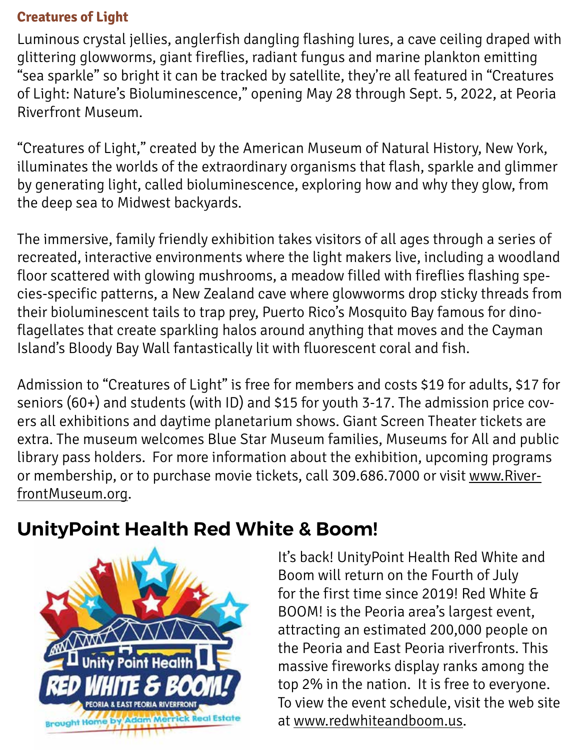### Creatures of Light

Luminous crystal jellies, anglerfish dangling flashing lures, a cave ceiling draped with glittering glowworms, giant fireflies, radiant fungus and marine plankton emitting "sea sparkle" so bright it can be tracked by satellite, they're all featured in "Creatures of Light: Nature's Bioluminescence," opening May 28 through Sept. 5, 2022, at Peoria Riverfront Museum.

"Creatures of Light," created by the American Museum of Natural History, New York, illuminates the worlds of the extraordinary organisms that flash, sparkle and glimmer by generating light, called bioluminescence, exploring how and why they glow, from the deep sea to Midwest backyards.

The immersive, family friendly exhibition takes visitors of all ages through a series of recreated, interactive environments where the light makers live, including a woodland floor scattered with glowing mushrooms, a meadow filled with fireflies flashing species-specific patterns, a New Zealand cave where glowworms drop sticky threads from their bioluminescent tails to trap prey, Puerto Rico's Mosquito Bay famous for dinoflagellates that create sparkling halos around anything that moves and the Cayman Island's Bloody Bay Wall fantastically lit with fluorescent coral and fish.

Admission to "Creatures of Light" is free for members and costs $19 for adults, $17 for seniors (60+) and students (with ID) and $15 for youth 3-17. The admission price covers all exhibitions and daytime planetarium shows. Giant Screen Theater tickets are extra. The museum welcomes Blue Star Museum families, Museums for All and public library pass holders. For more information about the exhibition, upcoming programs or membership, or to purchase movie tickets, call 309.686.7000 or visit www.RiverfrontMuseum.org.

## UnityPoint Health Red White & Boom!

It's back! UnityPoint Health Red White and Boom will return on the Fourth of July for the first time since 2019! Red White & BOOM! is the Peoria area's largest event, attracting an estimated 200,000 people on the Peoria and East Peoria riverfronts. This massive fireworks display ranks among the top 2% in the nation. It is free to everyone. To view the event schedule, visit the web site at www.redwhiteandboom.us.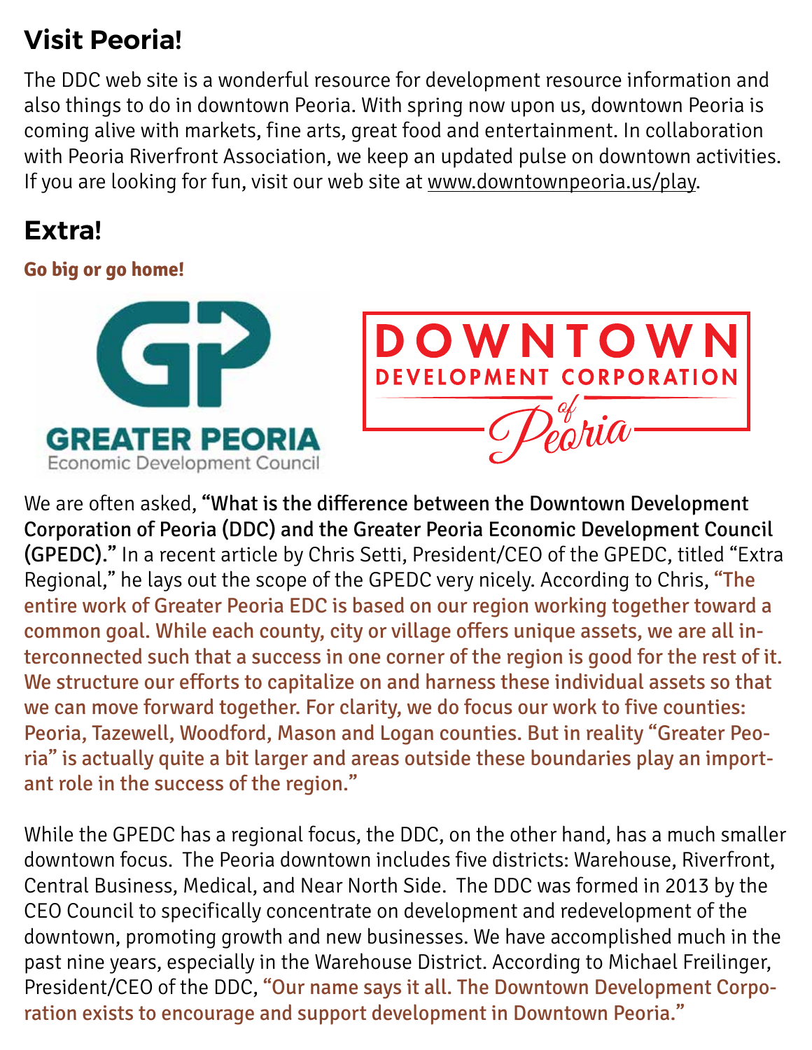## Visit Peoria!

The DDC web site is a wonderful resource for development resource information and also things to do in downtown Peoria. With spring now upon us, downtown Peoria is coming alive with markets, fine arts, great food and entertainment. In collaboration with Peoria Riverfront Association, we keep an updated pulse on downtown activities. If you are looking for fun, visit our web site at www.downtownpeoria.us/play.

## Extra!

**Go big or go home!**

We are often asked, **"What is the difference between the Downtown Development Corporation of Peoria (DDC) and the Greater Peoria Economic Development Council (GPEDC)."** In a recent article by Chris Setti, President/CEO of the GPEDC, titled "Extra Regional," he lays out the scope of the GPEDC very nicely. According to Chris, **"The entire work of Greater Peoria EDC is based on our region working together toward a common goal. While each county, city or village offers unique assets, we are all interconnected such that a success in one corner of the region is good for the rest of it. We structure our efforts to capitalize on and harness these individual assets so that we can move forward together. For clarity, we do focus our work to five counties: Peoria, Tazewell, Woodford, Mason and Logan counties. But in reality "Greater Peoria" is actually quite a bit larger and areas outside these boundaries play an important role in the success of the region."**

While the GPEDC has a regional focus, the DDC, on the other hand, has a much smaller downtown focus. The Peoria downtown includes five districts: Warehouse, Riverfront, Central Business, Medical, and Near North Side. The DDC was formed in 2013 by the CEO Council to specifically concentrate on development and redevelopment of the downtown, promoting growth and new businesses. We have accomplished much in the past nine years, especially in the Warehouse District. According to Michael Freilinger, President/CEO of the DDC, **"Our name says it all. The Downtown Development Corporation exists to encourage and support development in Downtown Peoria."**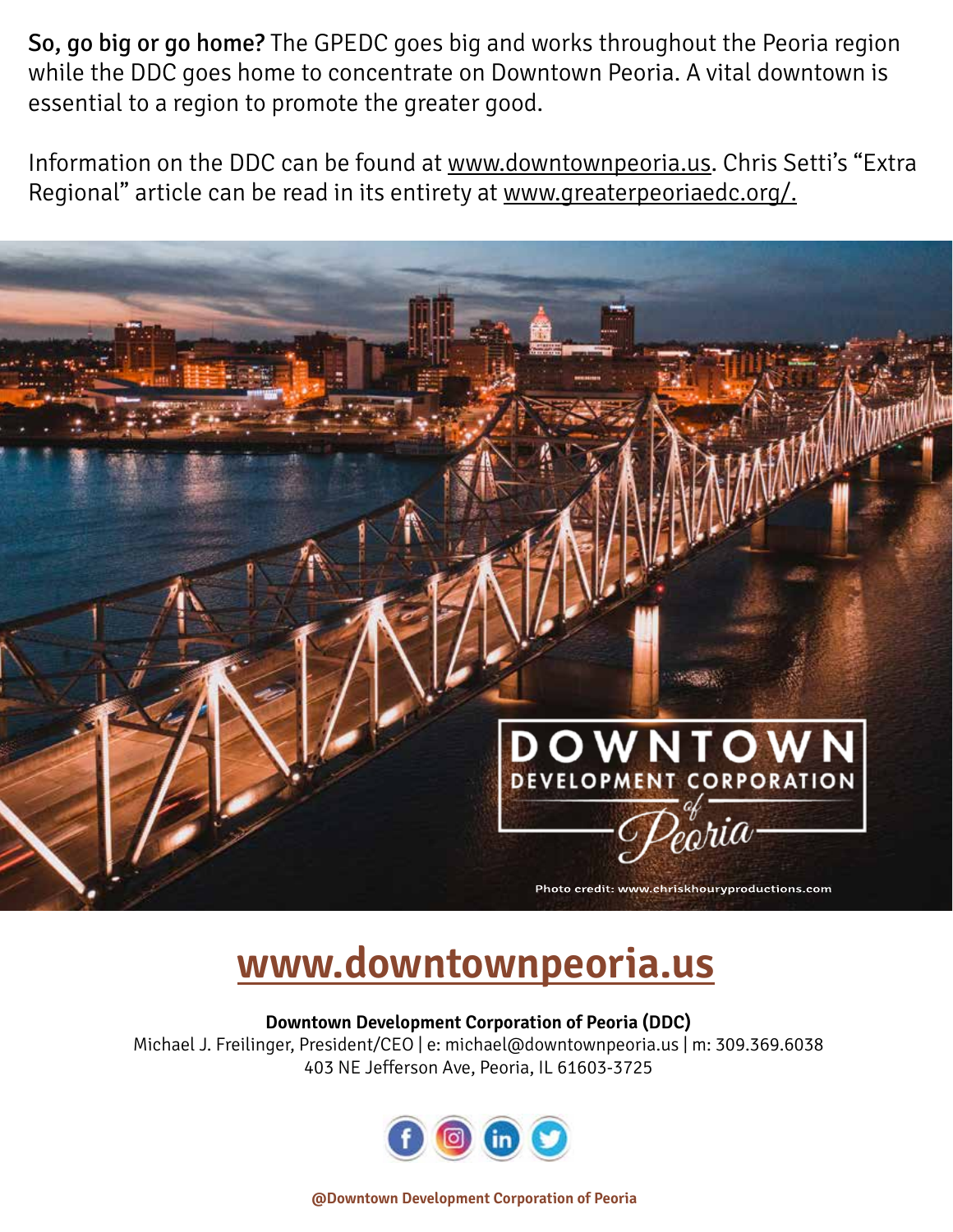**So, go big or go home?** The GPEDC goes big and works throughout the Peoria region while the DDC goes home to concentrate on Downtown Peoria. A vital downtown is essential to a region to promote the greater good.

Information on the DDC can be found at www.downtownpeoria.us. Chris Setti's "Extra Regional" article can be read in its entirety at www.greaterpeoriaedc.org/.

DOWNTOWN DEVELOPMENT CORPORATION of Peoria

Photo credit: www.chriskhouryproductions.com

## www.downtownpeoria.us

**Downtown Development Corporation of Peoria (DDC)**
Michael J. Freilinger, President/CEO | e: michael@downtownpeoria.us | m: 309.369.6038
403 NE Jefferson Ave, Peoria, IL 61603-3725

**@Downtown Development Corporation of Peoria**